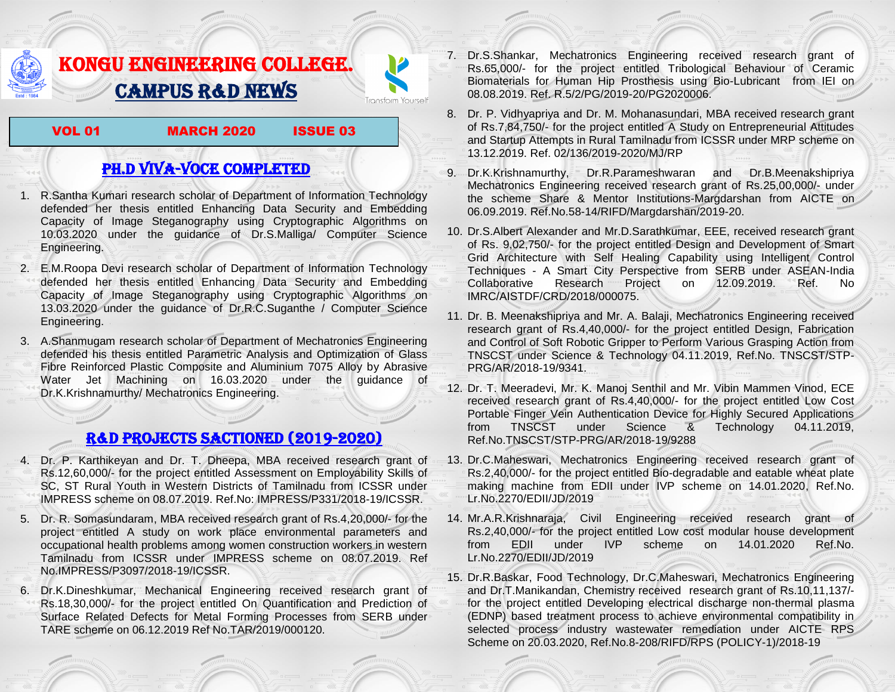# KONGU ENGINEERING COLLEGE.

## CAMPUS R&D NEWS

Transform Yourself

**VOL 01 MARCH 2020 ISSUE 03**

## PH.D VIVA-VOCE COMPLETED

1. R.Santha Kumari research scholar of Department of Information Technology defended her thesis entitled Enhancing Data Security and Embedding Capacity of Image Steganography using Cryptographic Algorithms on 10.03.2020 under the guidance of Dr.S.Malliga/ Computer Science Engineering.
2. E.M.Roopa Devi research scholar of Department of Information Technology defended her thesis entitled Enhancing Data Security and Embedding Capacity of Image Steganography using Cryptographic Algorithms on 13.03.2020 under the guidance of Dr.R.C.Suganthe / Computer Science Engineering.
3. A.Shanmugam research scholar of Department of Mechatronics Engineering defended his thesis entitled Parametric Analysis and Optimization of Glass Fibre Reinforced Plastic Composite and Aluminium 7075 Alloy by Abrasive Water Jet Machining on 16.03.2020 under the guidance of Dr.K.Krishnamurthy/ Mechatronics Engineering.

## R&D PROJECTS SACTIONED (2019-2020)

4. Dr. P. Karthikeyan and Dr. T. Dheepa, MBA received research grant of Rs.12,60,000/- for the project entitled Assessment on Employability Skills of SC, ST Rural Youth in Western Districts of Tamilnadu from ICSSR under IMPRESS scheme on 08.07.2019. Ref.No: IMPRESS/P331/2018-19/ICSSR.
5. Dr. R. Somasundaram, MBA received research grant of Rs.4,20,000/- for the project entitled A study on work place environmental parameters and occupational health problems among women construction workers in western Tamilnadu from ICSSR under IMPRESS scheme on 08.07.2019. Ref No.IMPRESS/P3097/2018-19/ICSSR.
6. Dr.K.Dineshkumar, Mechanical Engineering received research grant of Rs.18,30,000/- for the project entitled On Quantification and Prediction of Surface Related Defects for Metal Forming Processes from SERB under TARE scheme on 06.12.2019 Ref No.TAR/2019/000120.
7. Dr.S.Shankar, Mechatronics Engineering received research grant of Rs.65,000/- for the project entitled Tribological Behaviour of Ceramic Biomaterials for Human Hip Prosthesis using Bio-Lubricant from IEI on 08.08.2019. Ref. R.5/2/PG/2019-20/PG2020006.
8. Dr. P. Vidhyapriya and Dr. M. Mohanasundari, MBA received research grant of Rs.7,84,750/- for the project entitled A Study on Entrepreneurial Attitudes and Startup Attempts in Rural Tamilnadu from ICSSR under MRP scheme on 13.12.2019. Ref. 02/136/2019-2020/MJ/RP
9. Dr.K.Krishnamurthy, Dr.R.Parameshwaran and Dr.B.Meenakshipriya Mechatronics Engineering received research grant of Rs.25,00,000/- under the scheme Share & Mentor Institutions-Margdarshan from AICTE on 06.09.2019. Ref.No.58-14/RIFD/Margdarshan/2019-20.
10. Dr.S.Albert Alexander and Mr.D.Sarathkumar, EEE, received research grant of Rs. 9,02,750/- for the project entitled Design and Development of Smart Grid Architecture with Self Healing Capability using Intelligent Control Techniques - A Smart City Perspective from SERB under ASEAN-India Collaborative Research Project on 12.09.2019. Ref. No IMRC/AISTDF/CRD/2018/000075.
11. Dr. B. Meenakshipriya and Mr. A. Balaji, Mechatronics Engineering received research grant of Rs.4,40,000/- for the project entitled Design, Fabrication and Control of Soft Robotic Gripper to Perform Various Grasping Action from TNSCST under Science & Technology 04.11.2019, Ref.No. TNSCST/STP-PRG/AR/2018-19/9341.
12. Dr. T. Meeradevi, Mr. K. Manoj Senthil and Mr. Vibin Mammen Vinod, ECE received research grant of Rs.4,40,000/- for the project entitled Low Cost Portable Finger Vein Authentication Device for Highly Secured Applications from TNSCST under Science & Technology 04.11.2019, Ref.No.TNSCST/STP-PRG/AR/2018-19/9288
13. Dr.C.Maheswari, Mechatronics Engineering received research grant of Rs.2,40,000/- for the project entitled Bio-degradable and eatable wheat plate making machine from EDII under IVP scheme on 14.01.2020, Ref.No. Lr.No.2270/EDII/JD/2019
14. Mr.A.R.Krishnaraja, Civil Engineering received research grant of Rs.2,40,000/- for the project entitled Low cost modular house development from EDII under IVP scheme on 14.01.2020 Ref.No. Lr.No.2270/EDII/JD/2019
15. Dr.R.Baskar, Food Technology, Dr.C.Maheswari, Mechatronics Engineering and Dr.T.Manikandan, Chemistry received research grant of Rs.10,11,137/- for the project entitled Developing electrical discharge non-thermal plasma (EDNP) based treatment process to achieve environmental compatibility in selected process industry wastewater remediation under AICTE RPS Scheme on 20.03.2020, Ref.No.8-208/RIFD/RPS (POLICY-1)/2018-19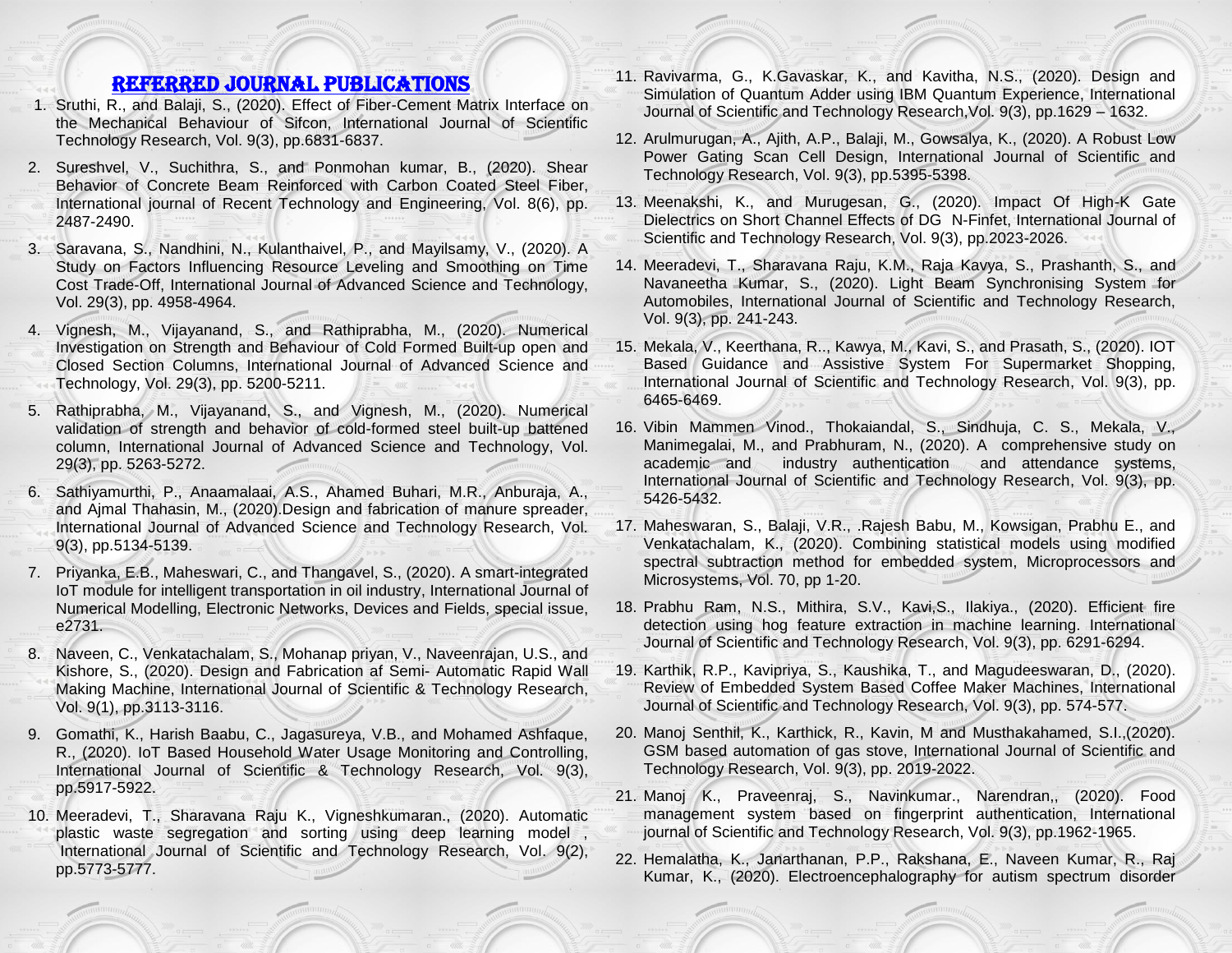## REFERRED JOURNAL PUBLICATIONS

1. Sruthi, R., and Balaji, S., (2020). Effect of Fiber-Cement Matrix Interface on the Mechanical Behaviour of Sifcon, International Journal of Scientific Technology Research, Vol. 9(3), pp.6831-6837.
2. Sureshvel, V., Suchithra, S., and Ponmohan kumar, B., (2020). Shear Behavior of Concrete Beam Reinforced with Carbon Coated Steel Fiber, International journal of Recent Technology and Engineering, Vol. 8(6), pp. 2487-2490.
3. Saravana, S., Nandhini, N., Kulanthaivel, P., and Mayilsamy, V., (2020). A Study on Factors Influencing Resource Leveling and Smoothing on Time Cost Trade-Off, International Journal of Advanced Science and Technology, Vol. 29(3), pp. 4958-4964.
4. Vignesh, M., Vijayanand, S., and Rathiprabha, M., (2020). Numerical Investigation on Strength and Behaviour of Cold Formed Built-up open and Closed Section Columns, International Journal of Advanced Science and Technology, Vol. 29(3), pp. 5200-5211.
5. Rathiprabha, M., Vijayanand, S., and Vignesh, M., (2020). Numerical validation of strength and behavior of cold-formed steel built-up battened column, International Journal of Advanced Science and Technology, Vol. 29(3), pp. 5263-5272.
6. Sathiyamurthi, P., Anaamalaai, A.S., Ahamed Buhari, M.R., Anburaja, A., and Ajmal Thahasin, M., (2020).Design and fabrication of manure spreader, International Journal of Advanced Science and Technology Research, Vol. 9(3), pp.5134-5139.
7. Priyanka, E.B., Maheswari, C., and Thangavel, S., (2020). A smart-integrated IoT module for intelligent transportation in oil industry, International Journal of Numerical Modelling, Electronic Networks, Devices and Fields, special issue, e2731.
8. Naveen, C., Venkatachalam, S., Mohanap priyan, V., Naveenrajan, U.S., and Kishore, S., (2020). Design and Fabrication af Semi- Automatic Rapid Wall Making Machine, International Journal of Scientific & Technology Research, Vol. 9(1), pp.3113-3116.
9. Gomathi, K., Harish Baabu, C., Jagasureya, V.B., and Mohamed Ashfaque, R., (2020). IoT Based Household Water Usage Monitoring and Controlling, International Journal of Scientific & Technology Research, Vol. 9(3), pp.5917-5922.
10. Meeradevi, T., Sharavana Raju K., Vigneshkumaran., (2020). Automatic plastic waste segregation and sorting using deep learning model , International Journal of Scientific and Technology Research, Vol. 9(2), pp.5773-5777.
11. Ravivarma, G., K.Gavaskar, K., and Kavitha, N.S., (2020). Design and Simulation of Quantum Adder using IBM Quantum Experience, International Journal of Scientific and Technology Research,Vol. 9(3), pp.1629 – 1632.
12. Arulmurugan, A., Ajith, A.P., Balaji, M., Gowsalya, K., (2020). A Robust Low Power Gating Scan Cell Design, International Journal of Scientific and Technology Research, Vol. 9(3), pp.5395-5398.
13. Meenakshi, K., and Murugesan, G., (2020). Impact Of High-K Gate Dielectrics on Short Channel Effects of DG N-Finfet, International Journal of Scientific and Technology Research, Vol. 9(3), pp.2023-2026.
14. Meeradevi, T., Sharavana Raju, K.M., Raja Kavya, S., Prashanth, S., and Navaneetha Kumar, S., (2020). Light Beam Synchronising System for Automobiles, International Journal of Scientific and Technology Research, Vol. 9(3), pp. 241-243.
15. Mekala, V., Keerthana, R.., Kawya, M., Kavi, S., and Prasath, S., (2020). IOT Based Guidance and Assistive System For Supermarket Shopping, International Journal of Scientific and Technology Research, Vol. 9(3), pp. 6465-6469.
16. Vibin Mammen Vinod., Thokaiandal, S., Sindhuja, C. S., Mekala, V., Manimegalai, M., and Prabhuram, N., (2020). A comprehensive study on academic and industry authentication and attendance systems, International Journal of Scientific and Technology Research, Vol. 9(3), pp. 5426-5432.
17. Maheswaran, S., Balaji, V.R., .Rajesh Babu, M., Kowsigan, Prabhu E., and Venkatachalam, K., (2020). Combining statistical models using modified spectral subtraction method for embedded system, Microprocessors and Microsystems, Vol. 70, pp 1-20.
18. Prabhu Ram, N.S., Mithira, S.V., Kavi,S., Ilakiya., (2020). Efficient fire detection using hog feature extraction in machine learning. International Journal of Scientific and Technology Research, Vol. 9(3), pp. 6291-6294.
19. Karthik, R.P., Kavipriya, S., Kaushika, T., and Magudeeswaran, D., (2020). Review of Embedded System Based Coffee Maker Machines, International Journal of Scientific and Technology Research, Vol. 9(3), pp. 574-577.
20. Manoj Senthil, K., Karthick, R., Kavin, M and Musthakahamed, S.I.,(2020). GSM based automation of gas stove, International Journal of Scientific and Technology Research, Vol. 9(3), pp. 2019-2022.
21. Manoj K., Praveenraj, S., Navinkumar., Narendran,, (2020). Food management system based on fingerprint authentication, International journal of Scientific and Technology Research, Vol. 9(3), pp.1962-1965.
22. Hemalatha, K., Janarthanan, P.P., Rakshana, E., Naveen Kumar, R., Raj Kumar, K., (2020). Electroencephalography for autism spectrum disorder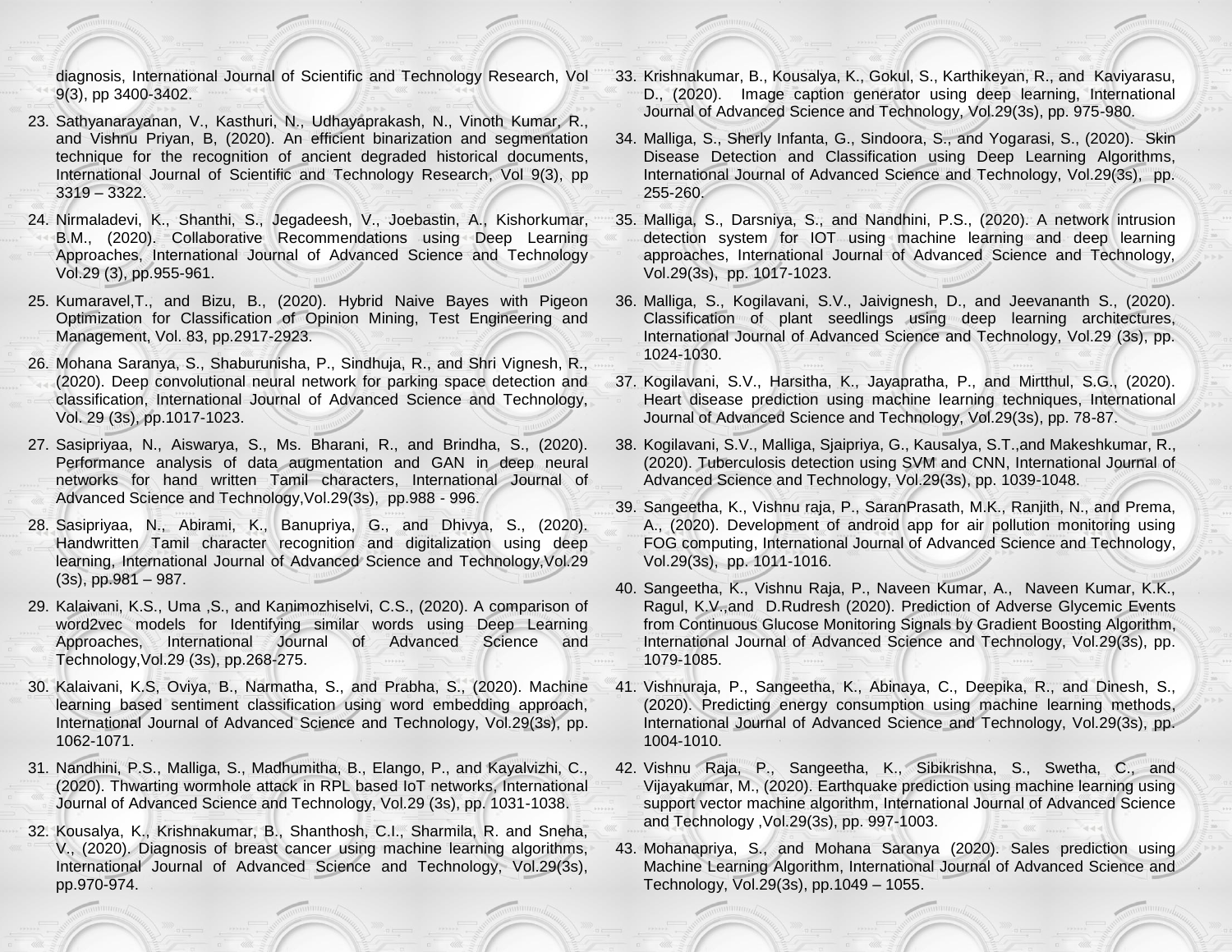diagnosis, International Journal of Scientific and Technology Research, Vol 9(3), pp 3400-3402.

23. Sathyanarayanan, V., Kasthuri, N., Udhayaprakash, N., Vinoth Kumar, R., and Vishnu Priyan, B, (2020). An efficient binarization and segmentation technique for the recognition of ancient degraded historical documents, International Journal of Scientific and Technology Research, Vol 9(3), pp 3319 – 3322.
24. Nirmaladevi, K., Shanthi, S., Jegadeesh, V., Joebastin, A., Kishorkumar, B.M., (2020). Collaborative Recommendations using Deep Learning Approaches, International Journal of Advanced Science and Technology Vol.29 (3), pp.955-961.
25. Kumaravel,T., and Bizu, B., (2020). Hybrid Naive Bayes with Pigeon Optimization for Classification of Opinion Mining, Test Engineering and Management, Vol. 83, pp.2917-2923.
26. Mohana Saranya, S., Shaburunisha, P., Sindhuja, R., and Shri Vignesh, R., (2020). Deep convolutional neural network for parking space detection and classification, International Journal of Advanced Science and Technology, Vol. 29 (3s), pp.1017-1023.
27. Sasipriyaa, N., Aiswarya, S., Ms. Bharani, R., and Brindha, S., (2020). Performance analysis of data augmentation and GAN in deep neural networks for hand written Tamil characters, International Journal of Advanced Science and Technology,Vol.29(3s), pp.988 - 996.
28. Sasipriyaa, N., Abirami, K., Banupriya, G., and Dhivya, S., (2020). Handwritten Tamil character recognition and digitalization using deep learning, International Journal of Advanced Science and Technology,Vol.29 (3s), pp.981 – 987.
29. Kalaivani, K.S., Uma ,S., and Kanimozhiselvi, C.S., (2020). A comparison of word2vec models for Identifying similar words using Deep Learning Approaches, International Journal of Advanced Science and Technology,Vol.29 (3s), pp.268-275.
30. Kalaivani, K.S, Oviya, B., Narmatha, S., and Prabha, S., (2020). Machine learning based sentiment classification using word embedding approach, International Journal of Advanced Science and Technology, Vol.29(3s), pp. 1062-1071.
31. Nandhini, P.S., Malliga, S., Madhumitha, B., Elango, P., and Kayalvizhi, C., (2020). Thwarting wormhole attack in RPL based IoT networks, International Journal of Advanced Science and Technology, Vol.29 (3s), pp. 1031-1038.
32. Kousalya, K., Krishnakumar, B., Shanthosh, C.I., Sharmila, R. and Sneha, V., (2020). Diagnosis of breast cancer using machine learning algorithms, International Journal of Advanced Science and Technology, Vol.29(3s), pp.970-974.
33. Krishnakumar, B., Kousalya, K., Gokul, S., Karthikeyan, R., and Kaviyarasu, D., (2020). Image caption generator using deep learning, International Journal of Advanced Science and Technology, Vol.29(3s), pp. 975-980.
34. Malliga, S., Sherly Infanta, G., Sindoora, S., and Yogarasi, S., (2020). Skin Disease Detection and Classification using Deep Learning Algorithms, International Journal of Advanced Science and Technology, Vol.29(3s), pp. 255-260.
35. Malliga, S., Darsniya, S., and Nandhini, P.S., (2020). A network intrusion detection system for IOT using machine learning and deep learning approaches, International Journal of Advanced Science and Technology, Vol.29(3s), pp. 1017-1023.
36. Malliga, S., Kogilavani, S.V., Jaivignesh, D., and Jeevananth S., (2020). Classification of plant seedlings using deep learning architectures, International Journal of Advanced Science and Technology, Vol.29 (3s), pp. 1024-1030.
37. Kogilavani, S.V., Harsitha, K., Jayapratha, P., and Mirtthul, S.G., (2020). Heart disease prediction using machine learning techniques, International Journal of Advanced Science and Technology, Vol.29(3s), pp. 78-87.
38. Kogilavani, S.V., Malliga, Sjaipriya, G., Kausalya, S.T.,and Makeshkumar, R., (2020). Tuberculosis detection using SVM and CNN, International Journal of Advanced Science and Technology, Vol.29(3s), pp. 1039-1048.
39. Sangeetha, K., Vishnu raja, P., SaranPrasath, M.K., Ranjith, N., and Prema, A., (2020). Development of android app for air pollution monitoring using FOG computing, International Journal of Advanced Science and Technology, Vol.29(3s), pp. 1011-1016.
40. Sangeetha, K., Vishnu Raja, P., Naveen Kumar, A., Naveen Kumar, K.K., Ragul, K.V.,and D.Rudresh (2020). Prediction of Adverse Glycemic Events from Continuous Glucose Monitoring Signals by Gradient Boosting Algorithm, International Journal of Advanced Science and Technology, Vol.29(3s), pp. 1079-1085.
41. Vishnuraja, P., Sangeetha, K., Abinaya, C., Deepika, R., and Dinesh, S., (2020). Predicting energy consumption using machine learning methods, International Journal of Advanced Science and Technology, Vol.29(3s), pp. 1004-1010.
42. Vishnu Raja, P., Sangeetha, K., Sibikrishna, S., Swetha, C., and Vijayakumar, M., (2020). Earthquake prediction using machine learning using support vector machine algorithm, International Journal of Advanced Science and Technology ,Vol.29(3s), pp. 997-1003.
43. Mohanapriya, S., and Mohana Saranya (2020). Sales prediction using Machine Learning Algorithm, International Journal of Advanced Science and Technology, Vol.29(3s), pp.1049 – 1055.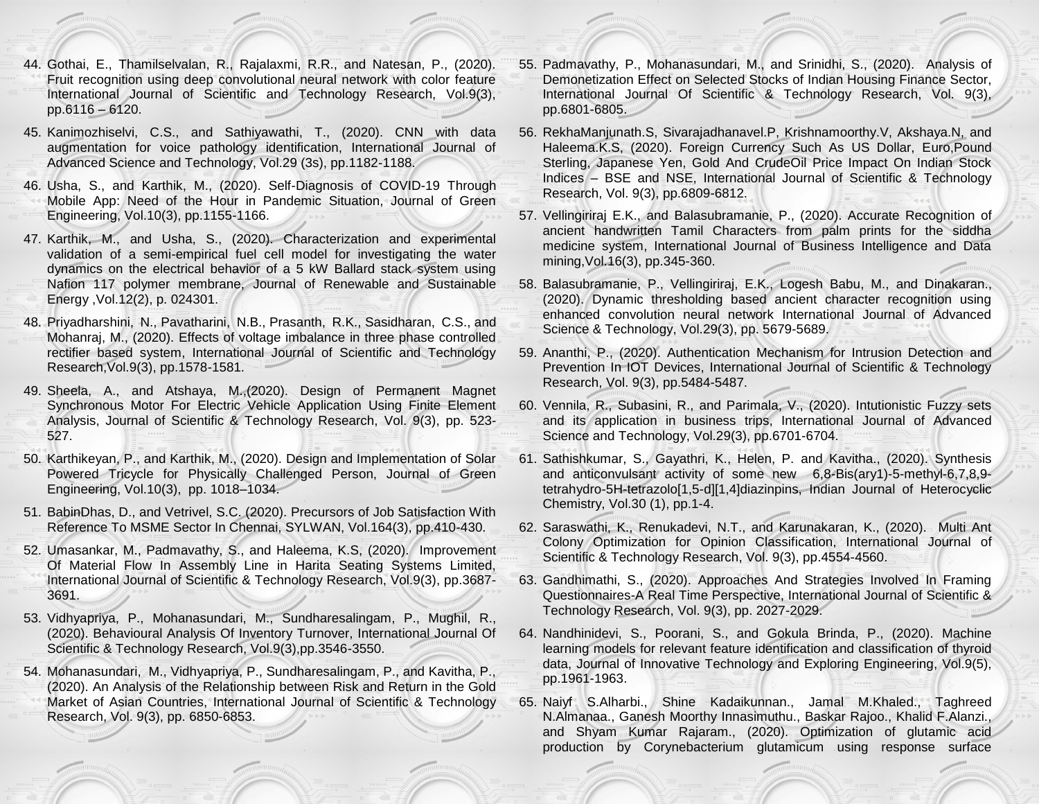44. Gothai, E., Thamilselvalan, R., Rajalaxmi, R.R., and Natesan, P., (2020). Fruit recognition using deep convolutional neural network with color feature International Journal of Scientific and Technology Research, Vol.9(3), pp.6116 – 6120.

45. Kanimozhiselvi, C.S., and Sathiyawathi, T., (2020). CNN with data augmentation for voice pathology identification, International Journal of Advanced Science and Technology, Vol.29 (3s), pp.1182-1188.

46. Usha, S., and Karthik, M., (2020). Self-Diagnosis of COVID-19 Through Mobile App: Need of the Hour in Pandemic Situation, Journal of Green Engineering, Vol.10(3), pp.1155-1166.

47. Karthik, M., and Usha, S., (2020). Characterization and experimental validation of a semi-empirical fuel cell model for investigating the water dynamics on the electrical behavior of a 5 kW Ballard stack system using Nafion 117 polymer membrane, Journal of Renewable and Sustainable Energy ,Vol.12(2), p. 024301.

48. Priyadharshini, N., Pavatharini, N.B., Prasanth, R.K., Sasidharan, C.S., and Mohanraj, M., (2020). Effects of voltage imbalance in three phase controlled rectifier based system, International Journal of Scientific and Technology Research,Vol.9(3), pp.1578-1581.

49. Sheela, A., and Atshaya, M.,(2020). Design of Permanent Magnet Synchronous Motor For Electric Vehicle Application Using Finite Element Analysis, Journal of Scientific & Technology Research, Vol. 9(3), pp. 523-527.

50. Karthikeyan, P., and Karthik, M., (2020). Design and Implementation of Solar Powered Tricycle for Physically Challenged Person, Journal of Green Engineering, Vol.10(3), pp. 1018–1034.

51. BabinDhas, D., and Vetrivel, S.C. (2020). Precursors of Job Satisfaction With Reference To MSME Sector In Chennai, SYLWAN, Vol.164(3), pp.410-430.

52. Umasankar, M., Padmavathy, S., and Haleema, K.S, (2020). Improvement Of Material Flow In Assembly Line in Harita Seating Systems Limited, International Journal of Scientific & Technology Research, Vol.9(3), pp.3687-3691.

53. Vidhyapriya, P., Mohanasundari, M., Sundharesalingam, P., Mughil, R., (2020). Behavioural Analysis Of Inventory Turnover, International Journal Of Scientific & Technology Research, Vol.9(3),pp.3546-3550.

54. Mohanasundari, M., Vidhyapriya, P., Sundharesalingam, P., and Kavitha, P., (2020). An Analysis of the Relationship between Risk and Return in the Gold Market of Asian Countries, International Journal of Scientific & Technology Research, Vol. 9(3), pp. 6850-6853.

55. Padmavathy, P., Mohanasundari, M., and Srinidhi, S., (2020). Analysis of Demonetization Effect on Selected Stocks of Indian Housing Finance Sector, International Journal Of Scientific & Technology Research, Vol. 9(3), pp.6801-6805.

56. RekhaManjunath.S, Sivarajadhanavel.P, Krishnamoorthy.V, Akshaya.N, and Haleema.K.S, (2020). Foreign Currency Such As US Dollar, Euro,Pound Sterling, Japanese Yen, Gold And CrudeOil Price Impact On Indian Stock Indices – BSE and NSE, International Journal of Scientific & Technology Research, Vol. 9(3), pp.6809-6812.

57. Vellingiriraj E.K., and Balasubramanie, P., (2020). Accurate Recognition of ancient handwritten Tamil Characters from palm prints for the siddha medicine system, International Journal of Business Intelligence and Data mining,Vol.16(3), pp.345-360.

58. Balasubramanie, P., Vellingiriraj, E.K., Logesh Babu, M., and Dinakaran., (2020). Dynamic thresholding based ancient character recognition using enhanced convolution neural network International Journal of Advanced Science & Technology, Vol.29(3), pp. 5679-5689.

59. Ananthi, P., (2020). Authentication Mechanism for Intrusion Detection and Prevention In IOT Devices, International Journal of Scientific & Technology Research, Vol. 9(3), pp.5484-5487.

60. Vennila, R., Subasini, R., and Parimala, V., (2020). Intutionistic Fuzzy sets and its application in business trips, International Journal of Advanced Science and Technology, Vol.29(3), pp.6701-6704.

61. Sathishkumar, S., Gayathri, K., Helen, P. and Kavitha., (2020). Synthesis and anticonvulsant activity of some new 6,8-Bis(ary1)-5-methyl-6,7,8,9-tetrahydro-5H-tetrazolo[1,5-d][1,4]diazinpins, Indian Journal of Heterocyclic Chemistry, Vol.30 (1), pp.1-4.

62. Saraswathi, K., Renukadevi, N.T., and Karunakaran, K., (2020). Multi Ant Colony Optimization for Opinion Classification, International Journal of Scientific & Technology Research, Vol. 9(3), pp.4554-4560.

63. Gandhimathi, S., (2020). Approaches And Strategies Involved In Framing Questionnaires-A Real Time Perspective, International Journal of Scientific & Technology Research, Vol. 9(3), pp. 2027-2029.

64. Nandhinidevi, S., Poorani, S., and Gokula Brinda, P., (2020). Machine learning models for relevant feature identification and classification of thyroid data, Journal of Innovative Technology and Exploring Engineering, Vol.9(5), pp.1961-1963.

65. Naiyf S.Alharbi., Shine Kadaikunnan., Jamal M.Khaled., Taghreed N.Almanaa., Ganesh Moorthy Innasimuthu., Baskar Rajoo., Khalid F.Alanzi., and Shyam Kumar Rajaram., (2020). Optimization of glutamic acid production by Corynebacterium glutamicum using response surface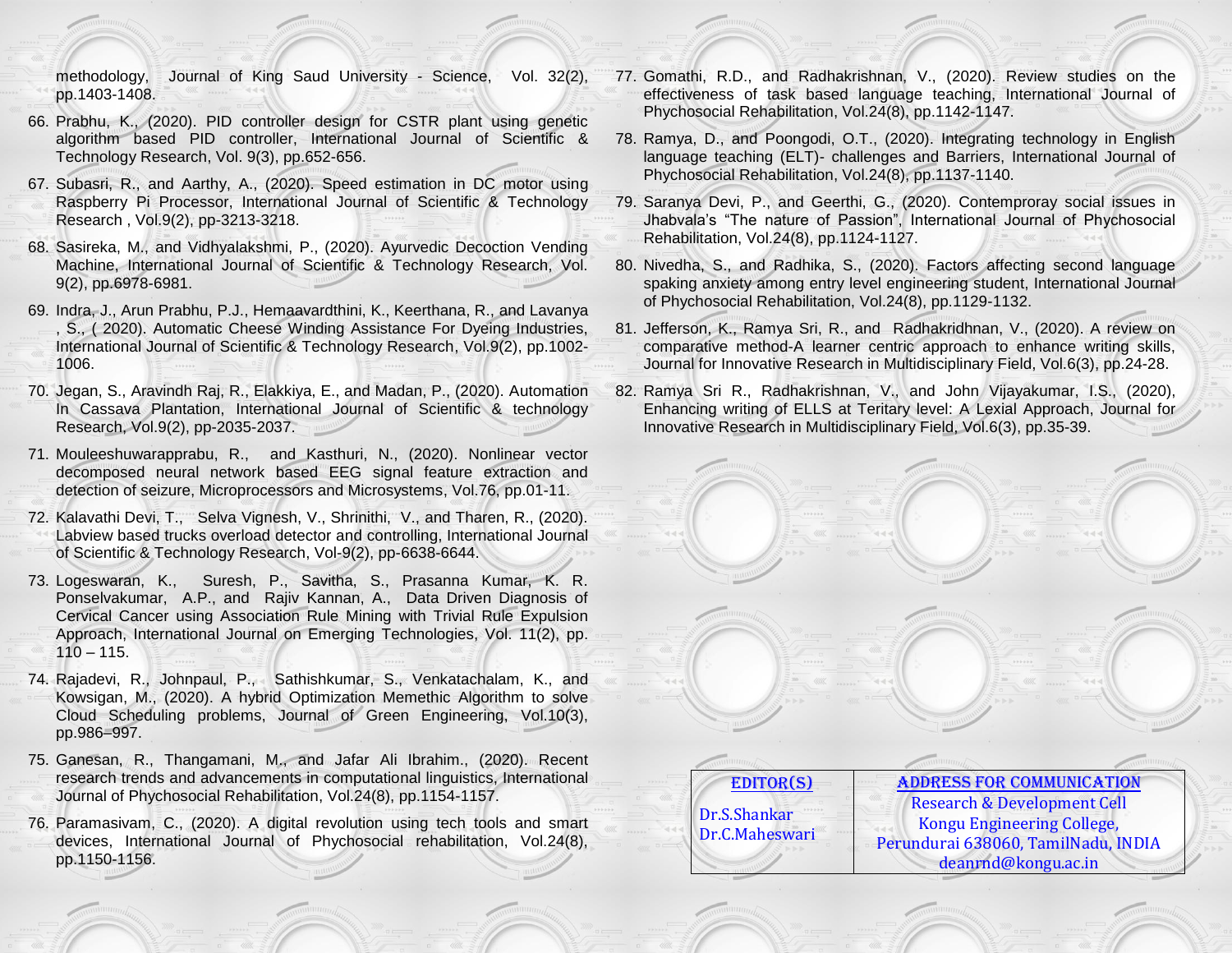methodology, Journal of King Saud University - Science, Vol. 32(2), pp.1403-1408.

66. Prabhu, K., (2020). PID controller design for CSTR plant using genetic algorithm based PID controller, International Journal of Scientific & Technology Research, Vol. 9(3), pp.652-656.
67. Subasri, R., and Aarthy, A., (2020). Speed estimation in DC motor using Raspberry Pi Processor, International Journal of Scientific & Technology Research , Vol.9(2), pp-3213-3218.
68. Sasireka, M., and Vidhyalakshmi, P., (2020). Ayurvedic Decoction Vending Machine, International Journal of Scientific & Technology Research, Vol. 9(2), pp.6978-6981.
69. Indra, J., Arun Prabhu, P.J., Hemaavardthini, K., Keerthana, R., and Lavanya , S., ( 2020). Automatic Cheese Winding Assistance For Dyeing Industries, International Journal of Scientific & Technology Research, Vol.9(2), pp.1002-1006.
70. Jegan, S., Aravindh Raj, R., Elakkiya, E., and Madan, P., (2020). Automation In Cassava Plantation, International Journal of Scientific & technology Research, Vol.9(2), pp-2035-2037.
71. Mouleeshuwarapprabu, R., and Kasthuri, N., (2020). Nonlinear vector decomposed neural network based EEG signal feature extraction and detection of seizure, Microprocessors and Microsystems, Vol.76, pp.01-11.
72. Kalavathi Devi, T., Selva Vignesh, V., Shrinithi, V., and Tharen, R., (2020). Labview based trucks overload detector and controlling, International Journal of Scientific & Technology Research, Vol-9(2), pp-6638-6644.
73. Logeswaran, K., Suresh, P., Savitha, S., Prasanna Kumar, K. R. Ponselvakumar, A.P., and Rajiv Kannan, A., Data Driven Diagnosis of Cervical Cancer using Association Rule Mining with Trivial Rule Expulsion Approach, International Journal on Emerging Technologies, Vol. 11(2), pp. 110 – 115.
74. Rajadevi, R., Johnpaul, P., Sathishkumar, S., Venkatachalam, K., and Kowsigan, M., (2020). A hybrid Optimization Memethic Algorithm to solve Cloud Scheduling problems, Journal of Green Engineering, Vol.10(3), pp.986–997.
75. Ganesan, R., Thangamani, M., and Jafar Ali Ibrahim., (2020). Recent research trends and advancements in computational linguistics, International Journal of Phychosocial Rehabilitation, Vol.24(8), pp.1154-1157.
76. Paramasivam, C., (2020). A digital revolution using tech tools and smart devices, International Journal of Phychosocial rehabilitation, Vol.24(8), pp.1150-1156.
77. Gomathi, R.D., and Radhakrishnan, V., (2020). Review studies on the effectiveness of task based language teaching, International Journal of Phychosocial Rehabilitation, Vol.24(8), pp.1142-1147.
78. Ramya, D., and Poongodi, O.T., (2020). Integrating technology in English language teaching (ELT)- challenges and Barriers, International Journal of Phychosocial Rehabilitation, Vol.24(8), pp.1137-1140.
79. Saranya Devi, P., and Geerthi, G., (2020). Contemproray social issues in Jhabvala's "The nature of Passion", International Journal of Phychosocial Rehabilitation, Vol.24(8), pp.1124-1127.
80. Nivedha, S., and Radhika, S., (2020). Factors affecting second language spaking anxiety among entry level engineering student, International Journal of Phychosocial Rehabilitation, Vol.24(8), pp.1129-1132.
81. Jefferson, K., Ramya Sri, R., and Radhakridhnan, V., (2020). A review on comparative method-A learner centric approach to enhance writing skills, Journal for Innovative Research in Multidisciplinary Field, Vol.6(3), pp.24-28.
82. Ramya Sri R., Radhakrishnan, V., and John Vijayakumar, I.S., (2020), Enhancing writing of ELLS at Teritary level: A Lexial Approach, Journal for Innovative Research in Multidisciplinary Field, Vol.6(3), pp.35-39.

| EDITOR(S) | ADDRESS FOR COMMUNICATION |
|---|---|
| Dr.S.Shankar<br>Dr.C.Maheswari | Research & Development Cell<br>Kongu Engineering College,<br>Perundurai 638060, TamilNadu, INDIA<br>deanrnd@kongu.ac.in |